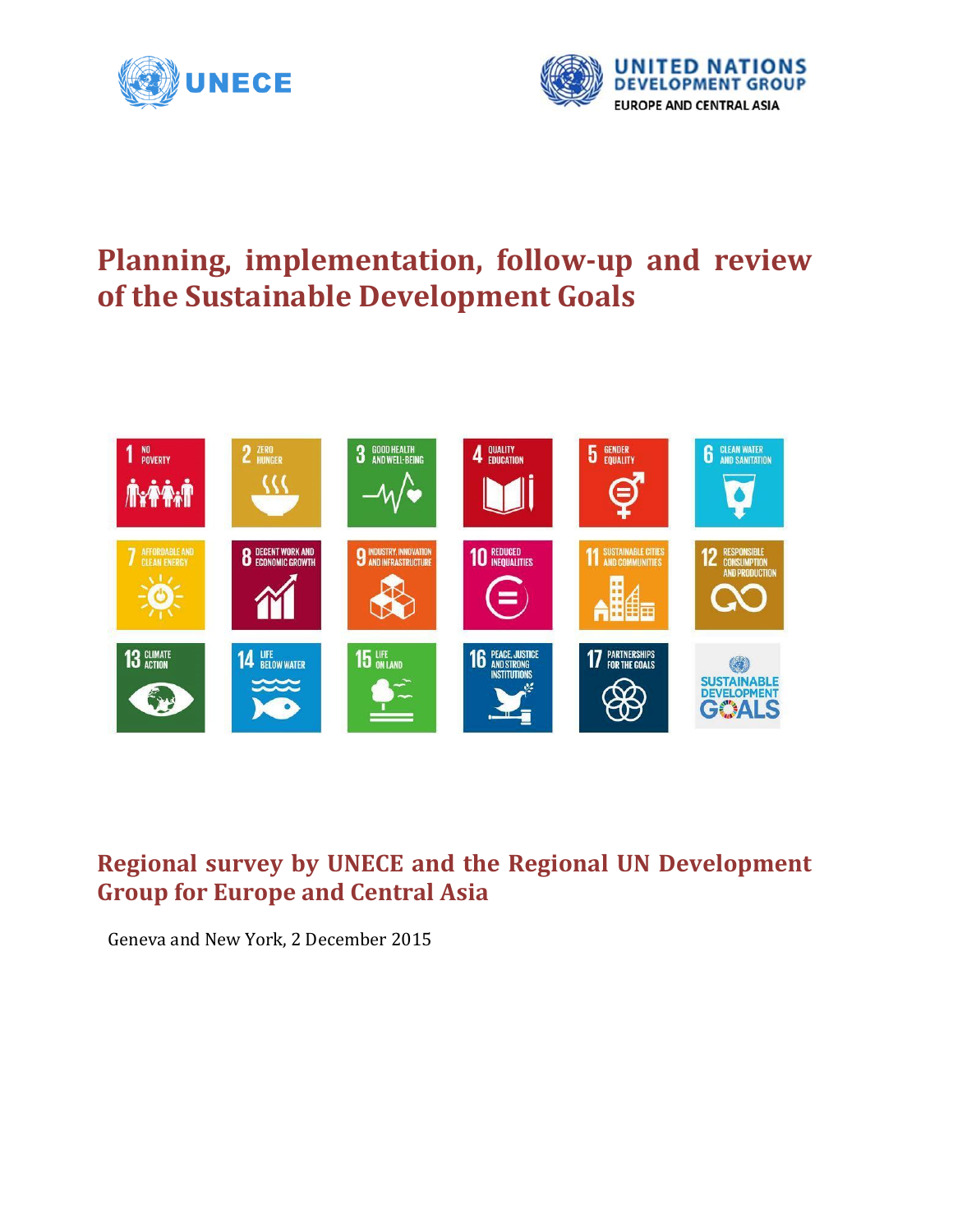UNECE

UNITED NATIONS DEVELOPMENT GROUP
EUROPE AND CENTRAL ASIA

# Planning, implementation, follow-up and review of the Sustainable Development Goals

## Regional survey by UNECE and the Regional UN Development Group for Europe and Central Asia

Geneva and New York, 2 December 2015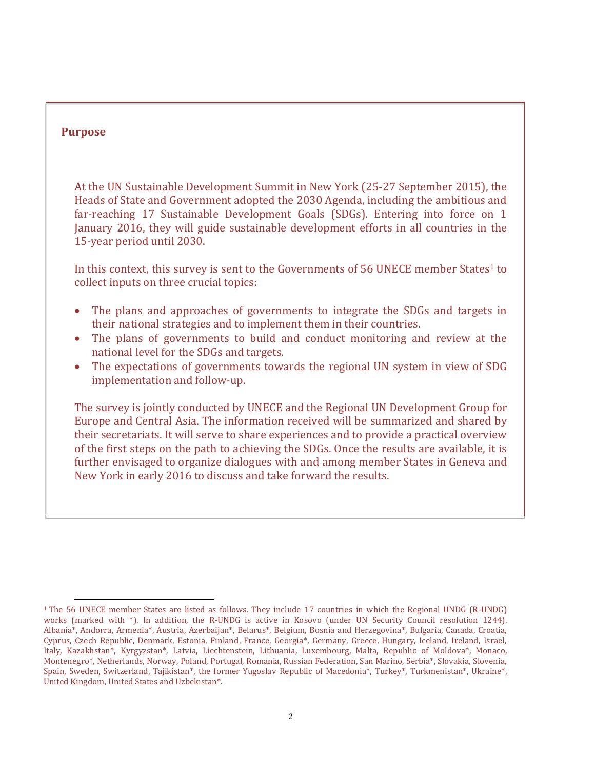## Purpose

At the UN Sustainable Development Summit in New York (25-27 September 2015), the Heads of State and Government adopted the 2030 Agenda, including the ambitious and far-reaching 17 Sustainable Development Goals (SDGs). Entering into force on 1 January 2016, they will guide sustainable development efforts in all countries in the 15-year period until 2030.

In this context, this survey is sent to the Governments of 56 UNECE member States[1] to collect inputs on three crucial topics:

- The plans and approaches of governments to integrate the SDGs and targets in their national strategies and to implement them in their countries.
- The plans of governments to build and conduct monitoring and review at the national level for the SDGs and targets.
- The expectations of governments towards the regional UN system in view of SDG implementation and follow-up.

The survey is jointly conducted by UNECE and the Regional UN Development Group for Europe and Central Asia. The information received will be summarized and shared by their secretariats. It will serve to share experiences and to provide a practical overview of the first steps on the path to achieving the SDGs. Once the results are available, it is further envisaged to organize dialogues with and among member States in Geneva and New York in early 2016 to discuss and take forward the results.

[1] The 56 UNECE member States are listed as follows. They include 17 countries in which the Regional UNDG (R-UNDG) works (marked with *). In addition, the R-UNDG is active in Kosovo (under UN Security Council resolution 1244). Albania*, Andorra, Armenia*, Austria, Azerbaijan*, Belarus*, Belgium, Bosnia and Herzegovina*, Bulgaria, Canada, Croatia, Cyprus, Czech Republic, Denmark, Estonia, Finland, France, Georgia*, Germany, Greece, Hungary, Iceland, Ireland, Israel, Italy, Kazakhstan*, Kyrgyzstan*, Latvia, Liechtenstein, Lithuania, Luxembourg, Malta, Republic of Moldova*, Monaco, Montenegro*, Netherlands, Norway, Poland, Portugal, Romania, Russian Federation, San Marino, Serbia*, Slovakia, Slovenia, Spain, Sweden, Switzerland, Tajikistan*, the former Yugoslav Republic of Macedonia*, Turkey*, Turkmenistan*, Ukraine*, United Kingdom, United States and Uzbekistan*.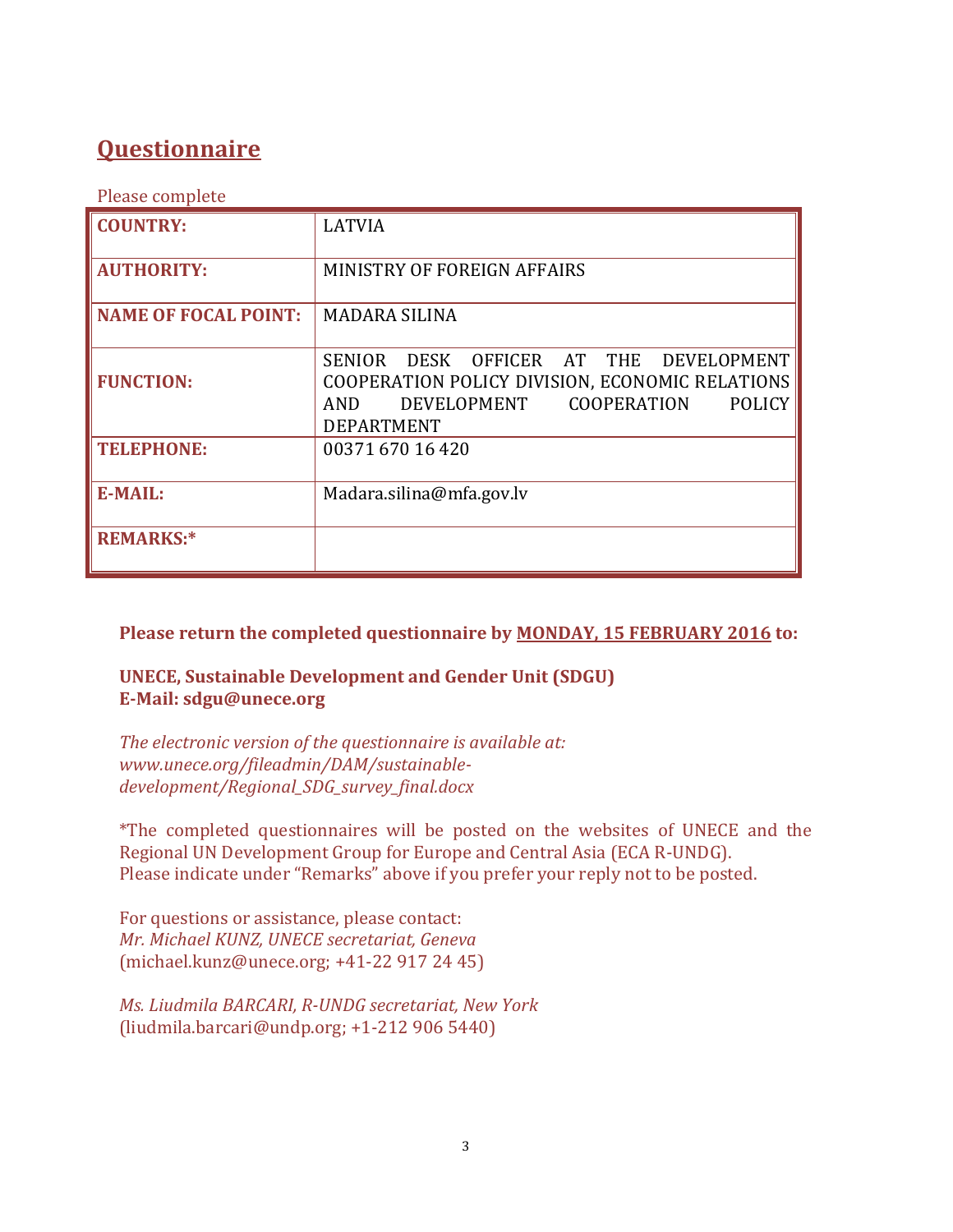## Questionnaire

Please complete

| | |
|---|---|
| **COUNTRY:** | LATVIA |
| **AUTHORITY:** | MINISTRY OF FOREIGN AFFAIRS |
| **NAME OF FOCAL POINT:** | MADARA SILINA |
| **FUNCTION:** | SENIOR DESK OFFICER AT THE DEVELOPMENT COOPERATION POLICY DIVISION, ECONOMIC RELATIONS AND DEVELOPMENT COOPERATION POLICY DEPARTMENT |
| **TELEPHONE:** | 00371 670 16 420 |
| **E-MAIL:** | Madara.silina@mfa.gov.lv |
| **REMARKS:*** | |

**Please return the completed questionnaire by MONDAY, 15 FEBRUARY 2016 to:**

**UNECE, Sustainable Development and Gender Unit (SDGU)**
**E-Mail: sdgu@unece.org**

*The electronic version of the questionnaire is available at: www.unece.org/fileadmin/DAM/sustainable-development/Regional_SDG_survey_final.docx*

*The completed questionnaires will be posted on the websites of UNECE and the Regional UN Development Group for Europe and Central Asia (ECA R-UNDG).
Please indicate under "Remarks" above if you prefer your reply not to be posted.

For questions or assistance, please contact:
*Mr. Michael KUNZ, UNECE secretariat, Geneva*
(michael.kunz@unece.org; +41-22 917 24 45)

*Ms. Liudmila BARCARI, R-UNDG secretariat, New York*
(liudmila.barcari@undp.org; +1-212 906 5440)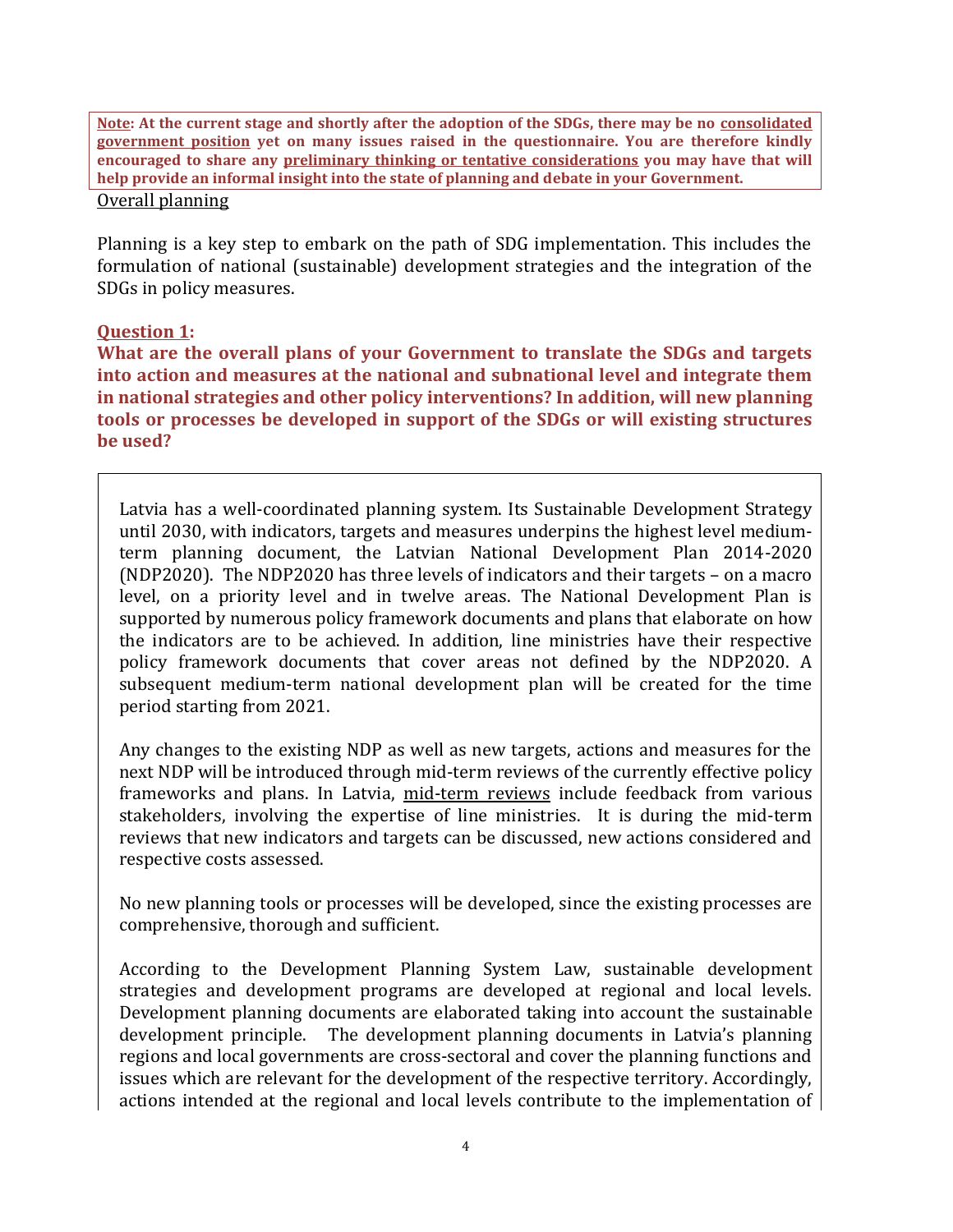**<u>Note</u>: At the current stage and shortly after the adoption of the SDGs, there may be no <u>consolidated government position</u> yet on many issues raised in the questionnaire. You are therefore kindly encouraged to share any <u>preliminary thinking or tentative considerations</u> you may have that will help provide an informal insight into the state of planning and debate in your Government.**

<u>Overall planning</u>

Planning is a key step to embark on the path of SDG implementation. This includes the formulation of national (sustainable) development strategies and the integration of the SDGs in policy measures.

### <u>Question 1</u>:

**What are the overall plans of your Government to translate the SDGs and targets into action and measures at the national and subnational level and integrate them in national strategies and other policy interventions? In addition, will new planning tools or processes be developed in support of the SDGs or will existing structures be used?**

Latvia has a well-coordinated planning system. Its Sustainable Development Strategy until 2030, with indicators, targets and measures underpins the highest level medium-term planning document, the Latvian National Development Plan 2014-2020 (NDP2020). The NDP2020 has three levels of indicators and their targets – on a macro level, on a priority level and in twelve areas. The National Development Plan is supported by numerous policy framework documents and plans that elaborate on how the indicators are to be achieved. In addition, line ministries have their respective policy framework documents that cover areas not defined by the NDP2020. A subsequent medium-term national development plan will be created for the time period starting from 2021.

Any changes to the existing NDP as well as new targets, actions and measures for the next NDP will be introduced through mid-term reviews of the currently effective policy frameworks and plans. In Latvia, <u>mid-term reviews</u> include feedback from various stakeholders, involving the expertise of line ministries. It is during the mid-term reviews that new indicators and targets can be discussed, new actions considered and respective costs assessed.

No new planning tools or processes will be developed, since the existing processes are comprehensive, thorough and sufficient.

According to the Development Planning System Law, sustainable development strategies and development programs are developed at regional and local levels. Development planning documents are elaborated taking into account the sustainable development principle. The development planning documents in Latvia's planning regions and local governments are cross-sectoral and cover the planning functions and issues which are relevant for the development of the respective territory. Accordingly, actions intended at the regional and local levels contribute to the implementation of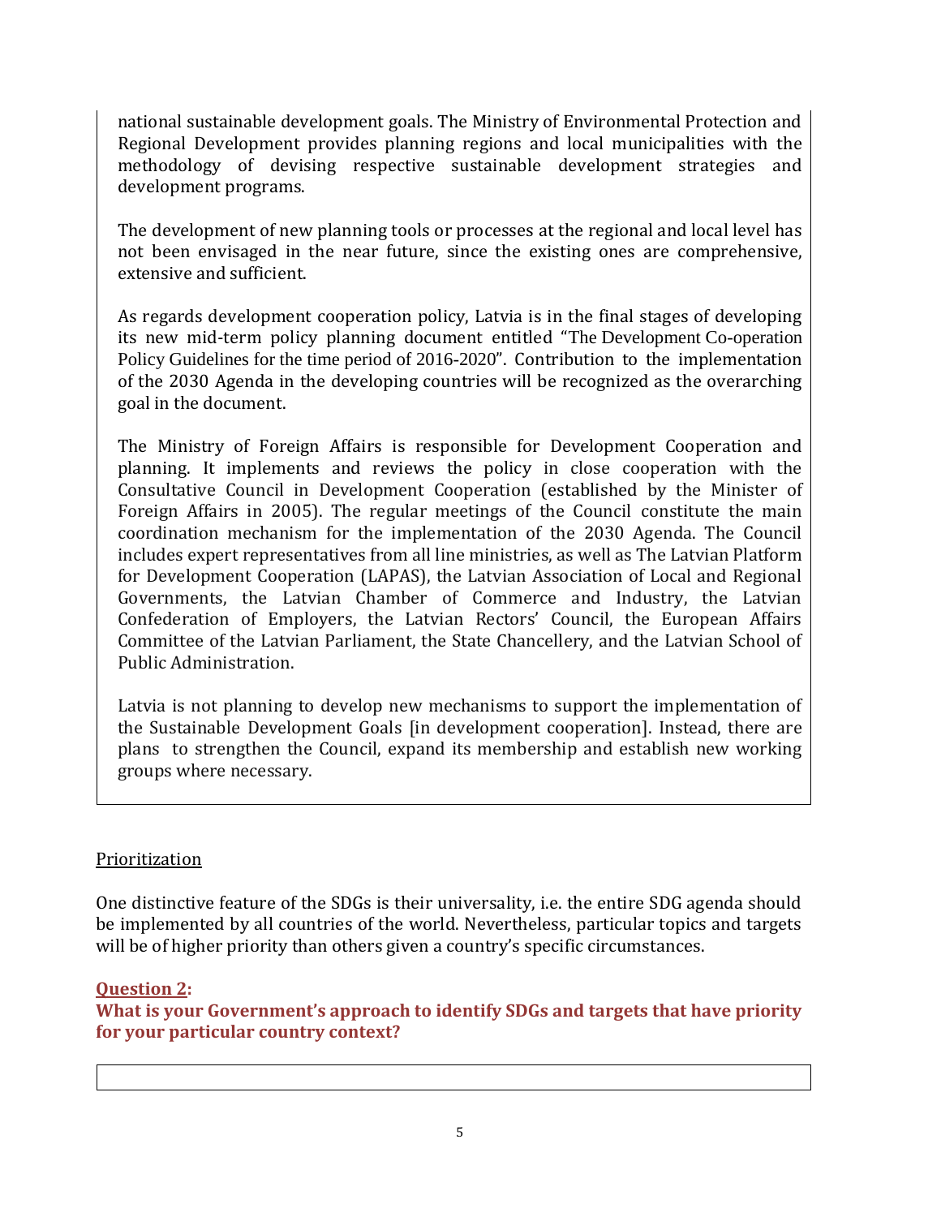national sustainable development goals. The Ministry of Environmental Protection and Regional Development provides planning regions and local municipalities with the methodology of devising respective sustainable development strategies and development programs.

The development of new planning tools or processes at the regional and local level has not been envisaged in the near future, since the existing ones are comprehensive, extensive and sufficient.

As regards development cooperation policy, Latvia is in the final stages of developing its new mid-term policy planning document entitled "The Development Co-operation Policy Guidelines for the time period of 2016-2020". Contribution to the implementation of the 2030 Agenda in the developing countries will be recognized as the overarching goal in the document.

The Ministry of Foreign Affairs is responsible for Development Cooperation and planning. It implements and reviews the policy in close cooperation with the Consultative Council in Development Cooperation (established by the Minister of Foreign Affairs in 2005). The regular meetings of the Council constitute the main coordination mechanism for the implementation of the 2030 Agenda. The Council includes expert representatives from all line ministries, as well as The Latvian Platform for Development Cooperation (LAPAS), the Latvian Association of Local and Regional Governments, the Latvian Chamber of Commerce and Industry, the Latvian Confederation of Employers, the Latvian Rectors' Council, the European Affairs Committee of the Latvian Parliament, the State Chancellery, and the Latvian School of Public Administration.

Latvia is not planning to develop new mechanisms to support the implementation of the Sustainable Development Goals [in development cooperation]. Instead, there are plans to strengthen the Council, expand its membership and establish new working groups where necessary.

## Prioritization

One distinctive feature of the SDGs is their universality, i.e. the entire SDG agenda should be implemented by all countries of the world. Nevertheless, particular topics and targets will be of higher priority than others given a country's specific circumstances.

### Question 2:
**What is your Government's approach to identify SDGs and targets that have priority for your particular country context?**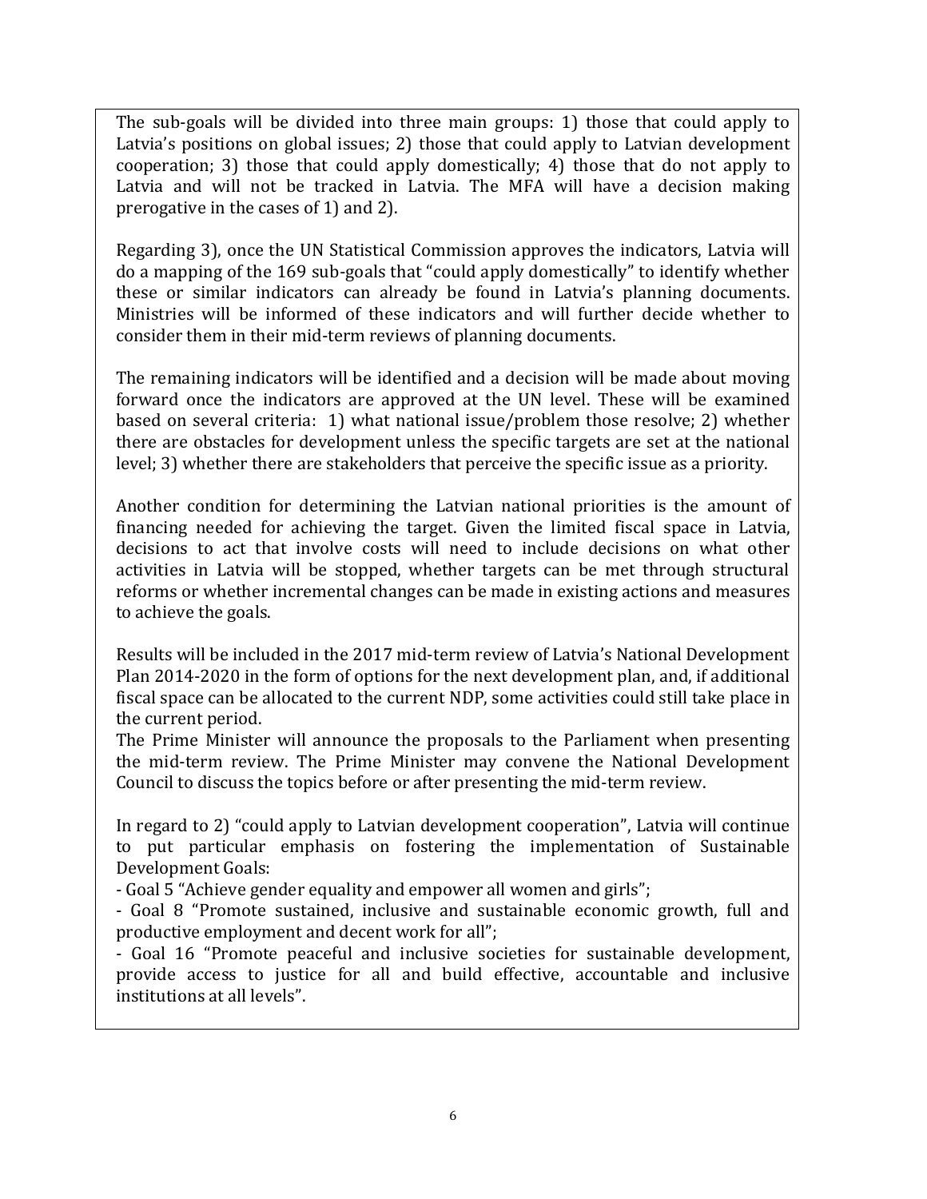The sub-goals will be divided into three main groups: 1) those that could apply to Latvia's positions on global issues; 2) those that could apply to Latvian development cooperation; 3) those that could apply domestically; 4) those that do not apply to Latvia and will not be tracked in Latvia. The MFA will have a decision making prerogative in the cases of 1) and 2).

Regarding 3), once the UN Statistical Commission approves the indicators, Latvia will do a mapping of the 169 sub-goals that "could apply domestically" to identify whether these or similar indicators can already be found in Latvia's planning documents. Ministries will be informed of these indicators and will further decide whether to consider them in their mid-term reviews of planning documents.

The remaining indicators will be identified and a decision will be made about moving forward once the indicators are approved at the UN level. These will be examined based on several criteria: 1) what national issue/problem those resolve; 2) whether there are obstacles for development unless the specific targets are set at the national level; 3) whether there are stakeholders that perceive the specific issue as a priority.

Another condition for determining the Latvian national priorities is the amount of financing needed for achieving the target. Given the limited fiscal space in Latvia, decisions to act that involve costs will need to include decisions on what other activities in Latvia will be stopped, whether targets can be met through structural reforms or whether incremental changes can be made in existing actions and measures to achieve the goals.

Results will be included in the 2017 mid-term review of Latvia's National Development Plan 2014-2020 in the form of options for the next development plan, and, if additional fiscal space can be allocated to the current NDP, some activities could still take place in the current period.

The Prime Minister will announce the proposals to the Parliament when presenting the mid-term review. The Prime Minister may convene the National Development Council to discuss the topics before or after presenting the mid-term review.

In regard to 2) "could apply to Latvian development cooperation", Latvia will continue to put particular emphasis on fostering the implementation of Sustainable Development Goals:

- Goal 5 "Achieve gender equality and empower all women and girls";
- Goal 8 "Promote sustained, inclusive and sustainable economic growth, full and productive employment and decent work for all";
- Goal 16 "Promote peaceful and inclusive societies for sustainable development, provide access to justice for all and build effective, accountable and inclusive institutions at all levels".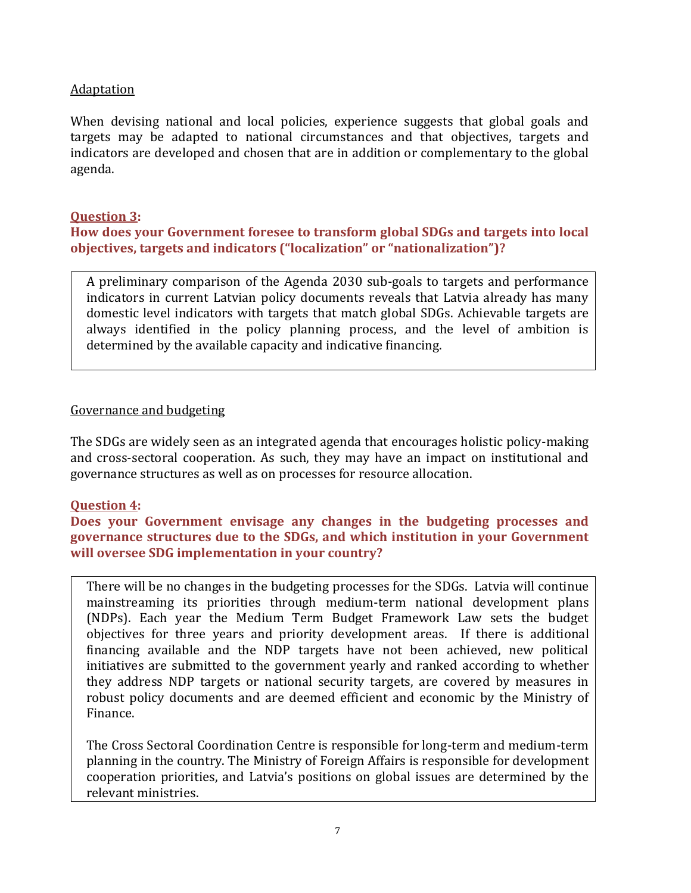Adaptation

When devising national and local policies, experience suggests that global goals and targets may be adapted to national circumstances and that objectives, targets and indicators are developed and chosen that are in addition or complementary to the global agenda.

**Question 3:**
**How does your Government foresee to transform global SDGs and targets into local objectives, targets and indicators ("localization" or "nationalization")?**

A preliminary comparison of the Agenda 2030 sub-goals to targets and performance indicators in current Latvian policy documents reveals that Latvia already has many domestic level indicators with targets that match global SDGs. Achievable targets are always identified in the policy planning process, and the level of ambition is determined by the available capacity and indicative financing.

Governance and budgeting

The SDGs are widely seen as an integrated agenda that encourages holistic policy-making and cross-sectoral cooperation. As such, they may have an impact on institutional and governance structures as well as on processes for resource allocation.

**Question 4:**
**Does your Government envisage any changes in the budgeting processes and governance structures due to the SDGs, and which institution in your Government will oversee SDG implementation in your country?**

There will be no changes in the budgeting processes for the SDGs. Latvia will continue mainstreaming its priorities through medium-term national development plans (NDPs). Each year the Medium Term Budget Framework Law sets the budget objectives for three years and priority development areas. If there is additional financing available and the NDP targets have not been achieved, new political initiatives are submitted to the government yearly and ranked according to whether they address NDP targets or national security targets, are covered by measures in robust policy documents and are deemed efficient and economic by the Ministry of Finance.

The Cross Sectoral Coordination Centre is responsible for long-term and medium-term planning in the country. The Ministry of Foreign Affairs is responsible for development cooperation priorities, and Latvia's positions on global issues are determined by the relevant ministries.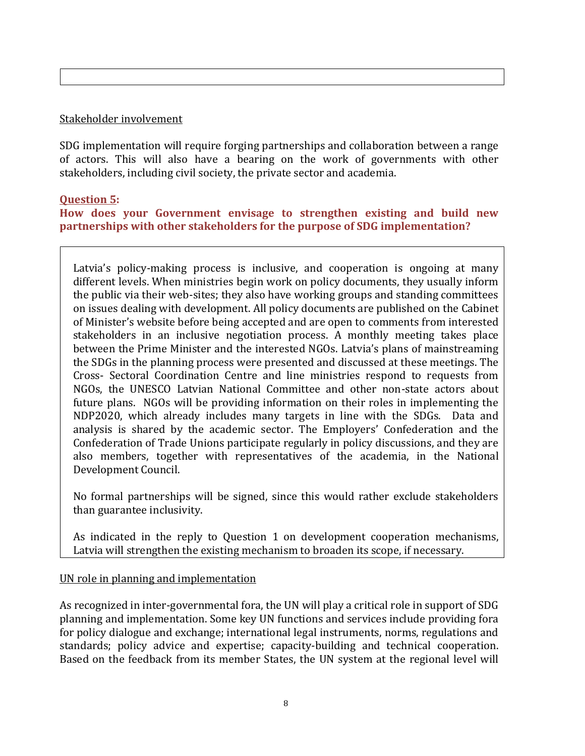Stakeholder involvement

SDG implementation will require forging partnerships and collaboration between a range of actors. This will also have a bearing on the work of governments with other stakeholders, including civil society, the private sector and academia.

**Question 5:**

**How does your Government envisage to strengthen existing and build new partnerships with other stakeholders for the purpose of SDG implementation?**

Latvia's policy-making process is inclusive, and cooperation is ongoing at many different levels. When ministries begin work on policy documents, they usually inform the public via their web-sites; they also have working groups and standing committees on issues dealing with development. All policy documents are published on the Cabinet of Minister's website before being accepted and are open to comments from interested stakeholders in an inclusive negotiation process. A monthly meeting takes place between the Prime Minister and the interested NGOs. Latvia's plans of mainstreaming the SDGs in the planning process were presented and discussed at these meetings. The Cross- Sectoral Coordination Centre and line ministries respond to requests from NGOs, the UNESCO Latvian National Committee and other non-state actors about future plans. NGOs will be providing information on their roles in implementing the NDP2020, which already includes many targets in line with the SDGs. Data and analysis is shared by the academic sector. The Employers' Confederation and the Confederation of Trade Unions participate regularly in policy discussions, and they are also members, together with representatives of the academia, in the National Development Council.

No formal partnerships will be signed, since this would rather exclude stakeholders than guarantee inclusivity.

As indicated in the reply to Question 1 on development cooperation mechanisms, Latvia will strengthen the existing mechanism to broaden its scope, if necessary.

UN role in planning and implementation

As recognized in inter-governmental fora, the UN will play a critical role in support of SDG planning and implementation. Some key UN functions and services include providing fora for policy dialogue and exchange; international legal instruments, norms, regulations and standards; policy advice and expertise; capacity-building and technical cooperation. Based on the feedback from its member States, the UN system at the regional level will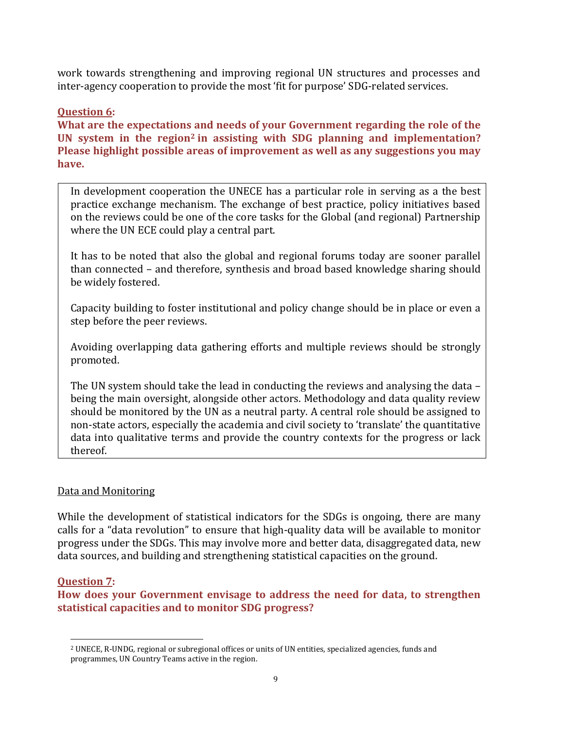work towards strengthening and improving regional UN structures and processes and inter-agency cooperation to provide the most 'fit for purpose' SDG-related services.

**Question 6:**

**What are the expectations and needs of your Government regarding the role of the UN system in the region[2] in assisting with SDG planning and implementation? Please highlight possible areas of improvement as well as any suggestions you may have.**

In development cooperation the UNECE has a particular role in serving as a the best practice exchange mechanism. The exchange of best practice, policy initiatives based on the reviews could be one of the core tasks for the Global (and regional) Partnership where the UN ECE could play a central part.

It has to be noted that also the global and regional forums today are sooner parallel than connected – and therefore, synthesis and broad based knowledge sharing should be widely fostered.

Capacity building to foster institutional and policy change should be in place or even a step before the peer reviews.

Avoiding overlapping data gathering efforts and multiple reviews should be strongly promoted.

The UN system should take the lead in conducting the reviews and analysing the data – being the main oversight, alongside other actors. Methodology and data quality review should be monitored by the UN as a neutral party. A central role should be assigned to non-state actors, especially the academia and civil society to 'translate' the quantitative data into qualitative terms and provide the country contexts for the progress or lack thereof.

Data and Monitoring

While the development of statistical indicators for the SDGs is ongoing, there are many calls for a "data revolution" to ensure that high-quality data will be available to monitor progress under the SDGs. This may involve more and better data, disaggregated data, new data sources, and building and strengthening statistical capacities on the ground.

**Question 7:**

**How does your Government envisage to address the need for data, to strengthen statistical capacities and to monitor SDG progress?**

[2] UNECE, R-UNDG, regional or subregional offices or units of UN entities, specialized agencies, funds and programmes, UN Country Teams active in the region.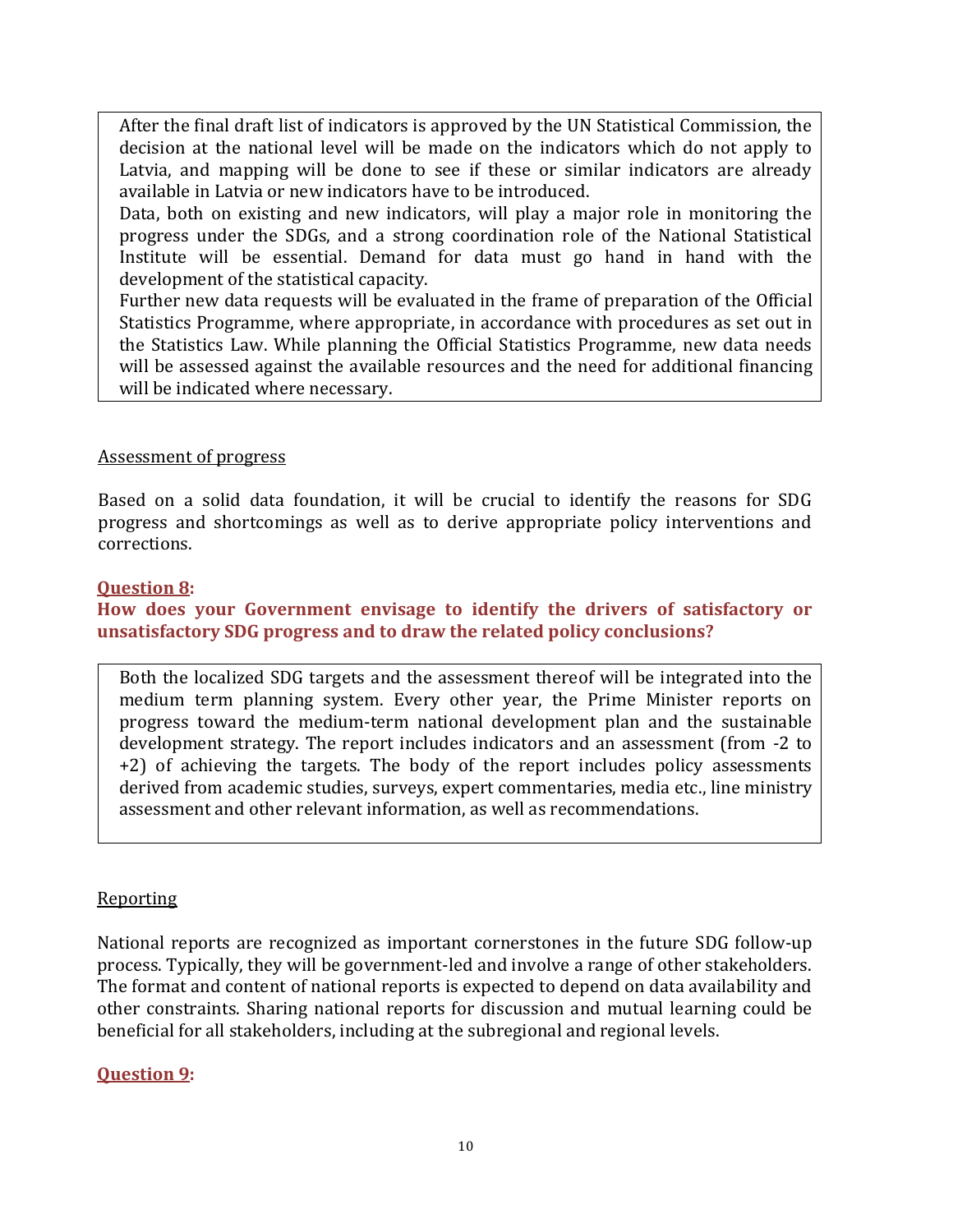After the final draft list of indicators is approved by the UN Statistical Commission, the decision at the national level will be made on the indicators which do not apply to Latvia, and mapping will be done to see if these or similar indicators are already available in Latvia or new indicators have to be introduced.

Data, both on existing and new indicators, will play a major role in monitoring the progress under the SDGs, and a strong coordination role of the National Statistical Institute will be essential. Demand for data must go hand in hand with the development of the statistical capacity.

Further new data requests will be evaluated in the frame of preparation of the Official Statistics Programme, where appropriate, in accordance with procedures as set out in the Statistics Law. While planning the Official Statistics Programme, new data needs will be assessed against the available resources and the need for additional financing will be indicated where necessary.

Assessment of progress

Based on a solid data foundation, it will be crucial to identify the reasons for SDG progress and shortcomings as well as to derive appropriate policy interventions and corrections.

**Question 8:**

**How does your Government envisage to identify the drivers of satisfactory or unsatisfactory SDG progress and to draw the related policy conclusions?**

Both the localized SDG targets and the assessment thereof will be integrated into the medium term planning system. Every other year, the Prime Minister reports on progress toward the medium-term national development plan and the sustainable development strategy. The report includes indicators and an assessment (from -2 to +2) of achieving the targets. The body of the report includes policy assessments derived from academic studies, surveys, expert commentaries, media etc., line ministry assessment and other relevant information, as well as recommendations.

Reporting

National reports are recognized as important cornerstones in the future SDG follow-up process. Typically, they will be government-led and involve a range of other stakeholders. The format and content of national reports is expected to depend on data availability and other constraints. Sharing national reports for discussion and mutual learning could be beneficial for all stakeholders, including at the subregional and regional levels.

**Question 9:**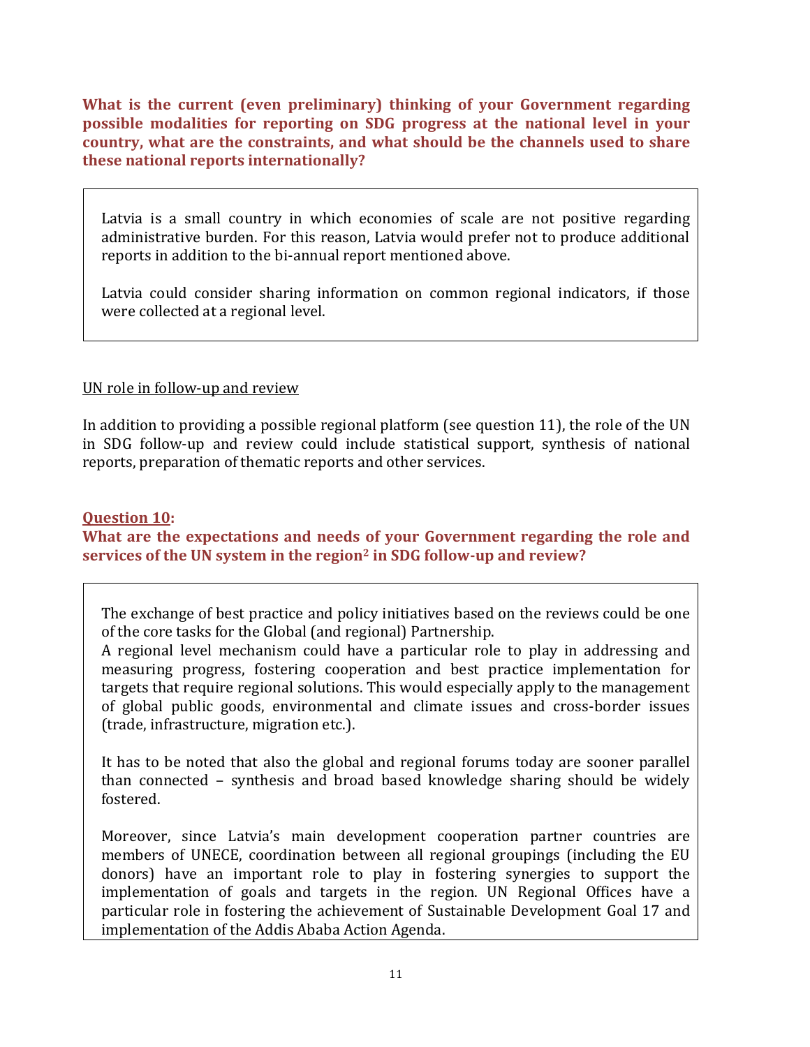**What is the current (even preliminary) thinking of your Government regarding possible modalities for reporting on SDG progress at the national level in your country, what are the constraints, and what should be the channels used to share these national reports internationally?**

Latvia is a small country in which economies of scale are not positive regarding administrative burden. For this reason, Latvia would prefer not to produce additional reports in addition to the bi-annual report mentioned above.

Latvia could consider sharing information on common regional indicators, if those were collected at a regional level.

UN role in follow-up and review

In addition to providing a possible regional platform (see question 11), the role of the UN in SDG follow-up and review could include statistical support, synthesis of national reports, preparation of thematic reports and other services.

**Question 10:**

**What are the expectations and needs of your Government regarding the role and services of the UN system in the region[2] in SDG follow-up and review?**

The exchange of best practice and policy initiatives based on the reviews could be one of the core tasks for the Global (and regional) Partnership.
A regional level mechanism could have a particular role to play in addressing and measuring progress, fostering cooperation and best practice implementation for targets that require regional solutions. This would especially apply to the management of global public goods, environmental and climate issues and cross-border issues (trade, infrastructure, migration etc.).

It has to be noted that also the global and regional forums today are sooner parallel than connected – synthesis and broad based knowledge sharing should be widely fostered.

Moreover, since Latvia's main development cooperation partner countries are members of UNECE, coordination between all regional groupings (including the EU donors) have an important role to play in fostering synergies to support the implementation of goals and targets in the region. UN Regional Offices have a particular role in fostering the achievement of Sustainable Development Goal 17 and implementation of the Addis Ababa Action Agenda.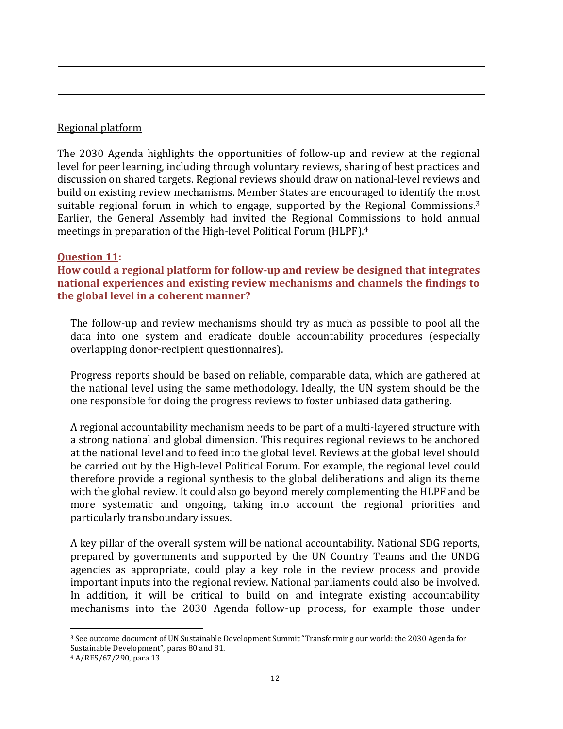Regional platform

The 2030 Agenda highlights the opportunities of follow-up and review at the regional level for peer learning, including through voluntary reviews, sharing of best practices and discussion on shared targets. Regional reviews should draw on national-level reviews and build on existing review mechanisms. Member States are encouraged to identify the most suitable regional forum in which to engage, supported by the Regional Commissions.[3] Earlier, the General Assembly had invited the Regional Commissions to hold annual meetings in preparation of the High-level Political Forum (HLPF).[4]

**Question 11:**
**How could a regional platform for follow-up and review be designed that integrates national experiences and existing review mechanisms and channels the findings to the global level in a coherent manner?**

The follow-up and review mechanisms should try as much as possible to pool all the data into one system and eradicate double accountability procedures (especially overlapping donor-recipient questionnaires).

Progress reports should be based on reliable, comparable data, which are gathered at the national level using the same methodology. Ideally, the UN system should be the one responsible for doing the progress reviews to foster unbiased data gathering.

A regional accountability mechanism needs to be part of a multi-layered structure with a strong national and global dimension. This requires regional reviews to be anchored at the national level and to feed into the global level. Reviews at the global level should be carried out by the High-level Political Forum. For example, the regional level could therefore provide a regional synthesis to the global deliberations and align its theme with the global review. It could also go beyond merely complementing the HLPF and be more systematic and ongoing, taking into account the regional priorities and particularly transboundary issues.

A key pillar of the overall system will be national accountability. National SDG reports, prepared by governments and supported by the UN Country Teams and the UNDG agencies as appropriate, could play a key role in the review process and provide important inputs into the regional review. National parliaments could also be involved. In addition, it will be critical to build on and integrate existing accountability mechanisms into the 2030 Agenda follow-up process, for example those under

[3] See outcome document of UN Sustainable Development Summit "Transforming our world: the 2030 Agenda for Sustainable Development", paras 80 and 81.

[4] A/RES/67/290, para 13.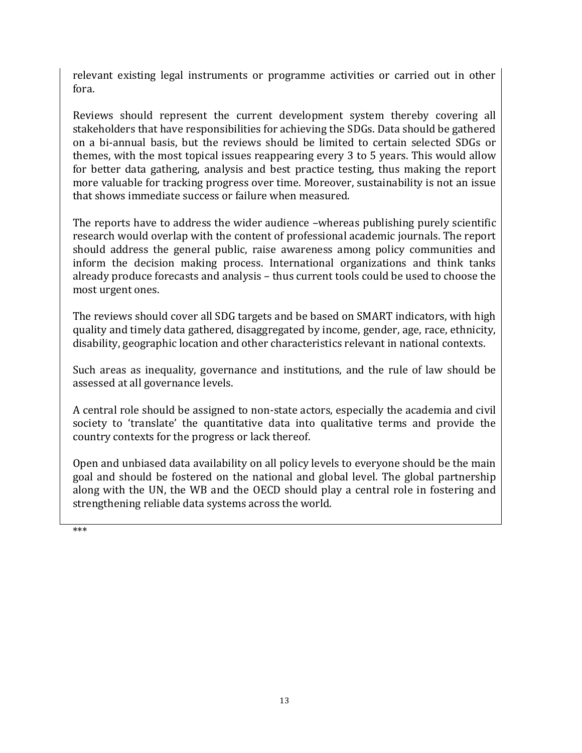relevant existing legal instruments or programme activities or carried out in other fora.

Reviews should represent the current development system thereby covering all stakeholders that have responsibilities for achieving the SDGs. Data should be gathered on a bi-annual basis, but the reviews should be limited to certain selected SDGs or themes, with the most topical issues reappearing every 3 to 5 years. This would allow for better data gathering, analysis and best practice testing, thus making the report more valuable for tracking progress over time. Moreover, sustainability is not an issue that shows immediate success or failure when measured.

The reports have to address the wider audience –whereas publishing purely scientific research would overlap with the content of professional academic journals. The report should address the general public, raise awareness among policy communities and inform the decision making process. International organizations and think tanks already produce forecasts and analysis – thus current tools could be used to choose the most urgent ones.

The reviews should cover all SDG targets and be based on SMART indicators, with high quality and timely data gathered, disaggregated by income, gender, age, race, ethnicity, disability, geographic location and other characteristics relevant in national contexts.

Such areas as inequality, governance and institutions, and the rule of law should be assessed at all governance levels.

A central role should be assigned to non-state actors, especially the academia and civil society to 'translate' the quantitative data into qualitative terms and provide the country contexts for the progress or lack thereof.

Open and unbiased data availability on all policy levels to everyone should be the main goal and should be fostered on the national and global level. The global partnership along with the UN, the WB and the OECD should play a central role in fostering and strengthening reliable data systems across the world.

***